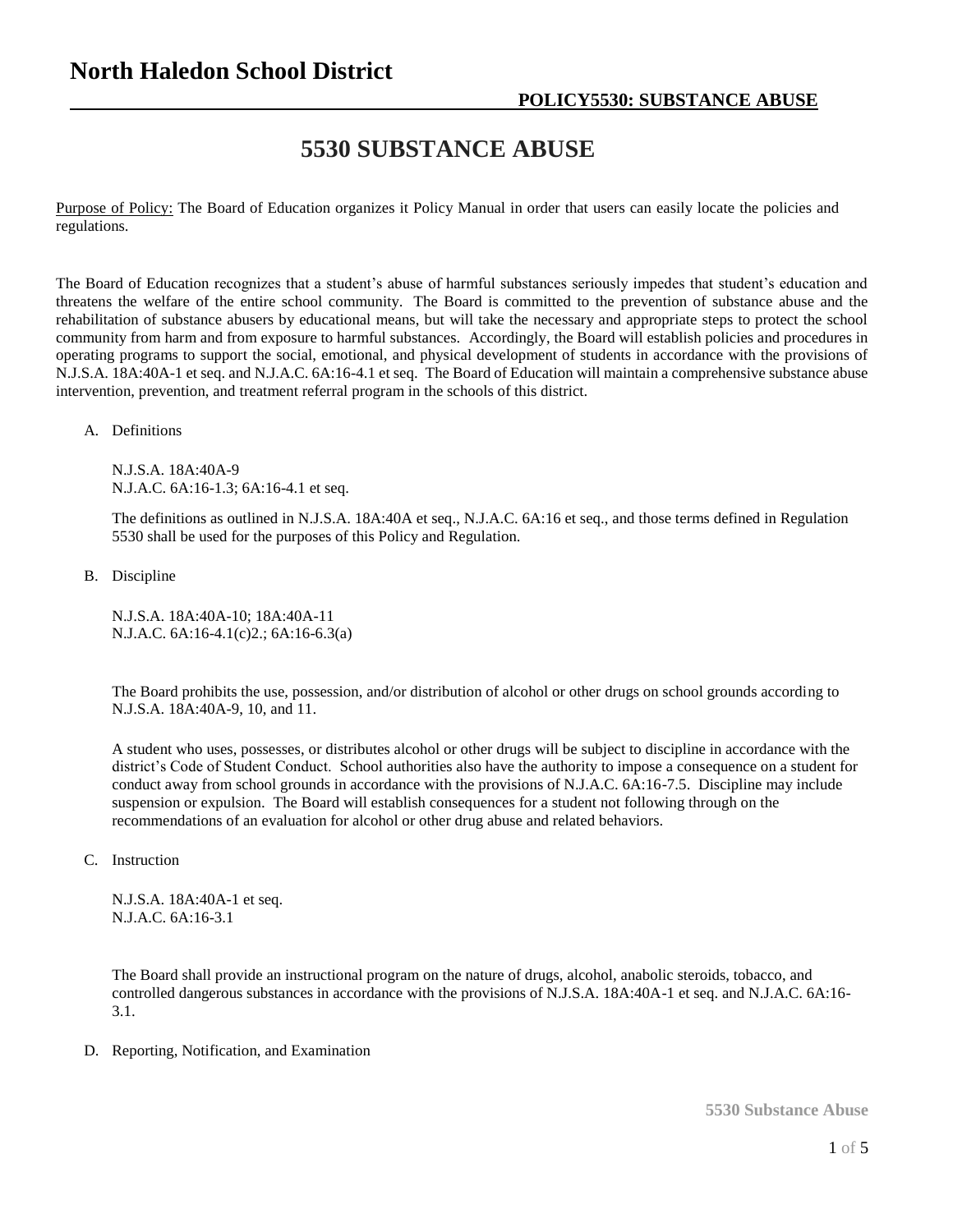# North Haledon School District

## POLICY5530: SUBSTANCE ABUSE

# 5530 SUBSTANCE ABUSE

Purpose of Policy: The Board of Education organizes it Policy Manual in order that users can easily locate the policies and regulations.

The Board of Education recognizes that a student's abuse of harmful substances seriously impedes that student's education and threatens the welfare of the entire school community. The Board is committed to the prevention of substance abuse and the rehabilitation of substance abusers by educational means, but will take the necessary and appropriate steps to protect the school community from harm and from exposure to harmful substances. Accordingly, the Board will establish policies and procedures in operating programs to support the social, emotional, and physical development of students in accordance with the provisions of N.J.S.A. 18A:40A-1 et seq. and N.J.A.C. 6A:16-4.1 et seq. The Board of Education will maintain a comprehensive substance abuse intervention, prevention, and treatment referral program in the schools of this district.

A. Definitions

N.J.S.A. 18A:40A-9
N.J.A.C. 6A:16-1.3; 6A:16-4.1 et seq.

The definitions as outlined in N.J.S.A. 18A:40A et seq., N.J.A.C. 6A:16 et seq., and those terms defined in Regulation 5530 shall be used for the purposes of this Policy and Regulation.

B. Discipline

N.J.S.A. 18A:40A-10; 18A:40A-11
N.J.A.C. 6A:16-4.1(c)2.; 6A:16-6.3(a)

The Board prohibits the use, possession, and/or distribution of alcohol or other drugs on school grounds according to N.J.S.A. 18A:40A-9, 10, and 11.

A student who uses, possesses, or distributes alcohol or other drugs will be subject to discipline in accordance with the district's Code of Student Conduct. School authorities also have the authority to impose a consequence on a student for conduct away from school grounds in accordance with the provisions of N.J.A.C. 6A:16-7.5. Discipline may include suspension or expulsion. The Board will establish consequences for a student not following through on the recommendations of an evaluation for alcohol or other drug abuse and related behaviors.

C. Instruction

N.J.S.A. 18A:40A-1 et seq.
N.J.A.C. 6A:16-3.1

The Board shall provide an instructional program on the nature of drugs, alcohol, anabolic steroids, tobacco, and controlled dangerous substances in accordance with the provisions of N.J.S.A. 18A:40A-1 et seq. and N.J.A.C. 6A:16-3.1.

D. Reporting, Notification, and Examination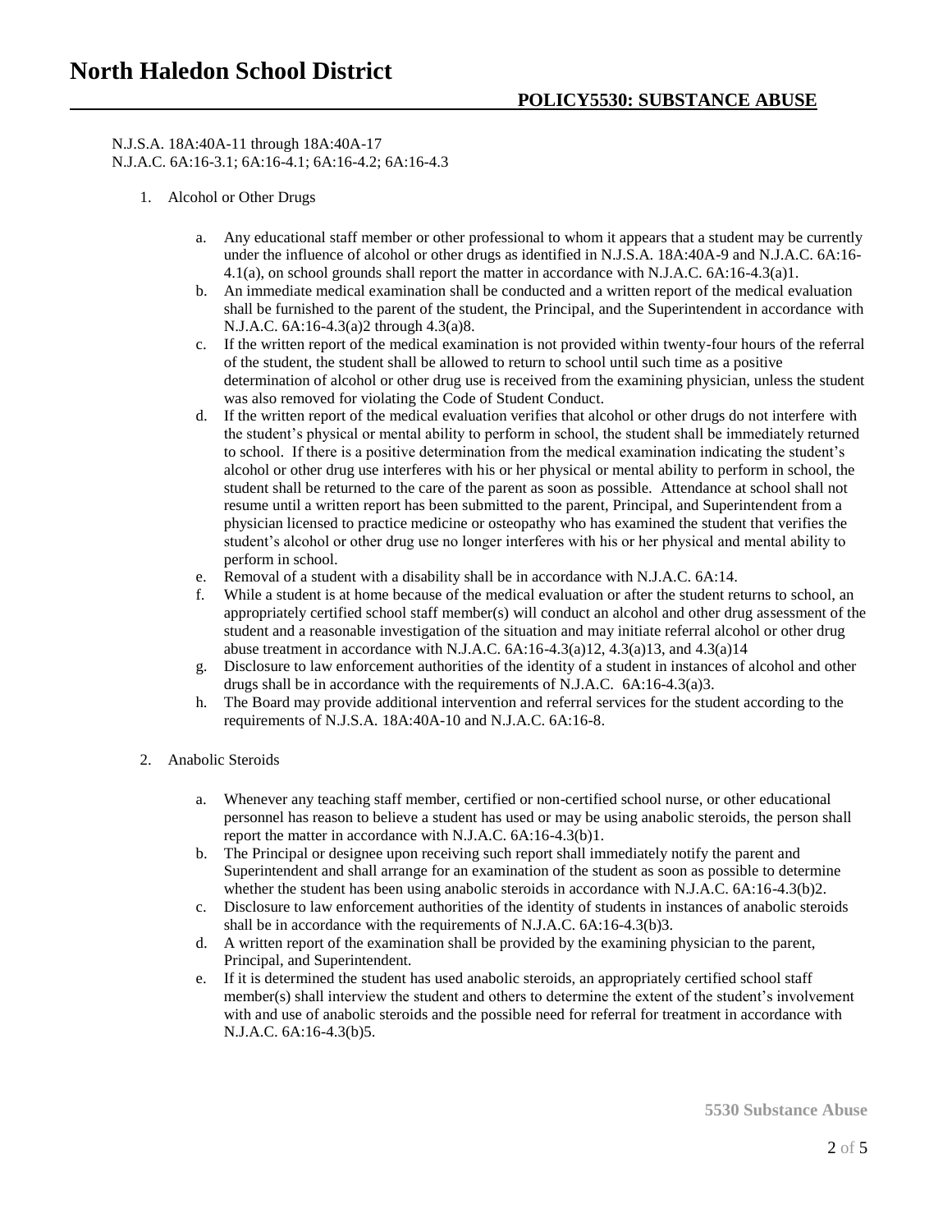N.J.S.A. 18A:40A-11 through 18A:40A-17
N.J.A.C. 6A:16-3.1; 6A:16-4.1; 6A:16-4.2; 6A:16-4.3

1. Alcohol or Other Drugs

   a. Any educational staff member or other professional to whom it appears that a student may be currently under the influence of alcohol or other drugs as identified in N.J.S.A. 18A:40A-9 and N.J.A.C. 6A:16-4.1(a), on school grounds shall report the matter in accordance with N.J.A.C. 6A:16-4.3(a)1.
   b. An immediate medical examination shall be conducted and a written report of the medical evaluation shall be furnished to the parent of the student, the Principal, and the Superintendent in accordance with N.J.A.C. 6A:16-4.3(a)2 through 4.3(a)8.
   c. If the written report of the medical examination is not provided within twenty-four hours of the referral of the student, the student shall be allowed to return to school until such time as a positive determination of alcohol or other drug use is received from the examining physician, unless the student was also removed for violating the Code of Student Conduct.
   d. If the written report of the medical evaluation verifies that alcohol or other drugs do not interfere with the student's physical or mental ability to perform in school, the student shall be immediately returned to school. If there is a positive determination from the medical examination indicating the student's alcohol or other drug use interferes with his or her physical or mental ability to perform in school, the student shall be returned to the care of the parent as soon as possible. Attendance at school shall not resume until a written report has been submitted to the parent, Principal, and Superintendent from a physician licensed to practice medicine or osteopathy who has examined the student that verifies the student's alcohol or other drug use no longer interferes with his or her physical and mental ability to perform in school.
   e. Removal of a student with a disability shall be in accordance with N.J.A.C. 6A:14.
   f. While a student is at home because of the medical evaluation or after the student returns to school, an appropriately certified school staff member(s) will conduct an alcohol and other drug assessment of the student and a reasonable investigation of the situation and may initiate referral alcohol or other drug abuse treatment in accordance with N.J.A.C. 6A:16-4.3(a)12, 4.3(a)13, and 4.3(a)14
   g. Disclosure to law enforcement authorities of the identity of a student in instances of alcohol and other drugs shall be in accordance with the requirements of N.J.A.C. 6A:16-4.3(a)3.
   h. The Board may provide additional intervention and referral services for the student according to the requirements of N.J.S.A. 18A:40A-10 and N.J.A.C. 6A:16-8.

2. Anabolic Steroids

   a. Whenever any teaching staff member, certified or non-certified school nurse, or other educational personnel has reason to believe a student has used or may be using anabolic steroids, the person shall report the matter in accordance with N.J.A.C. 6A:16-4.3(b)1.
   b. The Principal or designee upon receiving such report shall immediately notify the parent and Superintendent and shall arrange for an examination of the student as soon as possible to determine whether the student has been using anabolic steroids in accordance with N.J.A.C. 6A:16-4.3(b)2.
   c. Disclosure to law enforcement authorities of the identity of students in instances of anabolic steroids shall be in accordance with the requirements of N.J.A.C. 6A:16-4.3(b)3.
   d. A written report of the examination shall be provided by the examining physician to the parent, Principal, and Superintendent.
   e. If it is determined the student has used anabolic steroids, an appropriately certified school staff member(s) shall interview the student and others to determine the extent of the student's involvement with and use of anabolic steroids and the possible need for referral for treatment in accordance with N.J.A.C. 6A:16-4.3(b)5.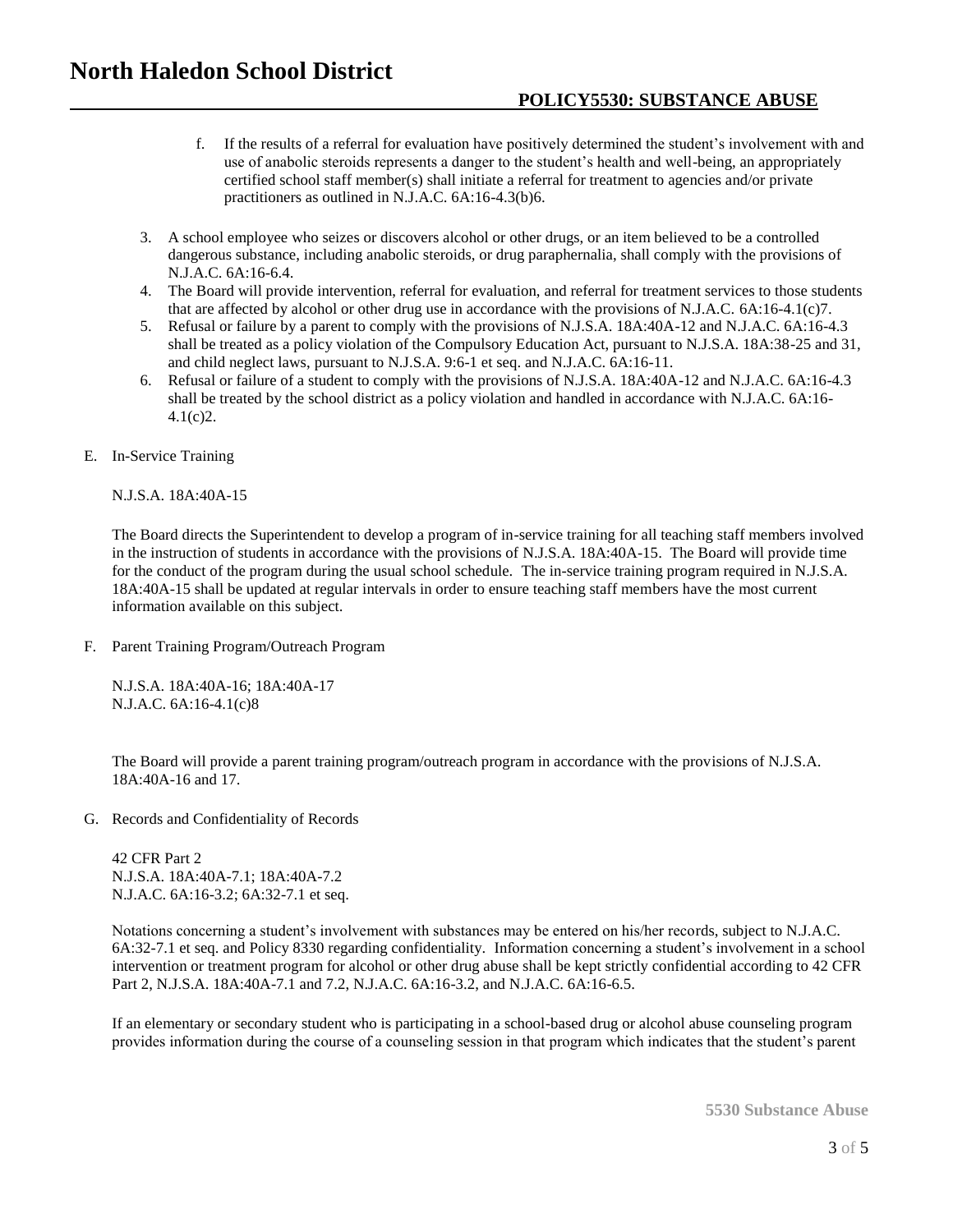f. If the results of a referral for evaluation have positively determined the student's involvement with and use of anabolic steroids represents a danger to the student's health and well-being, an appropriately certified school staff member(s) shall initiate a referral for treatment to agencies and/or private practitioners as outlined in N.J.A.C. 6A:16-4.3(b)6.

3. A school employee who seizes or discovers alcohol or other drugs, or an item believed to be a controlled dangerous substance, including anabolic steroids, or drug paraphernalia, shall comply with the provisions of N.J.A.C. 6A:16-6.4.
4. The Board will provide intervention, referral for evaluation, and referral for treatment services to those students that are affected by alcohol or other drug use in accordance with the provisions of N.J.A.C. 6A:16-4.1(c)7.
5. Refusal or failure by a parent to comply with the provisions of N.J.S.A. 18A:40A-12 and N.J.A.C. 6A:16-4.3 shall be treated as a policy violation of the Compulsory Education Act, pursuant to N.J.S.A. 18A:38-25 and 31, and child neglect laws, pursuant to N.J.S.A. 9:6-1 et seq. and N.J.A.C. 6A:16-11.
6. Refusal or failure of a student to comply with the provisions of N.J.S.A. 18A:40A-12 and N.J.A.C. 6A:16-4.3 shall be treated by the school district as a policy violation and handled in accordance with N.J.A.C. 6A:16-4.1(c)2.

E. In-Service Training

N.J.S.A. 18A:40A-15

The Board directs the Superintendent to develop a program of in-service training for all teaching staff members involved in the instruction of students in accordance with the provisions of N.J.S.A. 18A:40A-15. The Board will provide time for the conduct of the program during the usual school schedule. The in-service training program required in N.J.S.A. 18A:40A-15 shall be updated at regular intervals in order to ensure teaching staff members have the most current information available on this subject.

F. Parent Training Program/Outreach Program

N.J.S.A. 18A:40A-16; 18A:40A-17
N.J.A.C. 6A:16-4.1(c)8

The Board will provide a parent training program/outreach program in accordance with the provisions of N.J.S.A. 18A:40A-16 and 17.

G. Records and Confidentiality of Records

42 CFR Part 2
N.J.S.A. 18A:40A-7.1; 18A:40A-7.2
N.J.A.C. 6A:16-3.2; 6A:32-7.1 et seq.

Notations concerning a student's involvement with substances may be entered on his/her records, subject to N.J.A.C. 6A:32-7.1 et seq. and Policy 8330 regarding confidentiality. Information concerning a student's involvement in a school intervention or treatment program for alcohol or other drug abuse shall be kept strictly confidential according to 42 CFR Part 2, N.J.S.A. 18A:40A-7.1 and 7.2, N.J.A.C. 6A:16-3.2, and N.J.A.C. 6A:16-6.5.

If an elementary or secondary student who is participating in a school-based drug or alcohol abuse counseling program provides information during the course of a counseling session in that program which indicates that the student's parent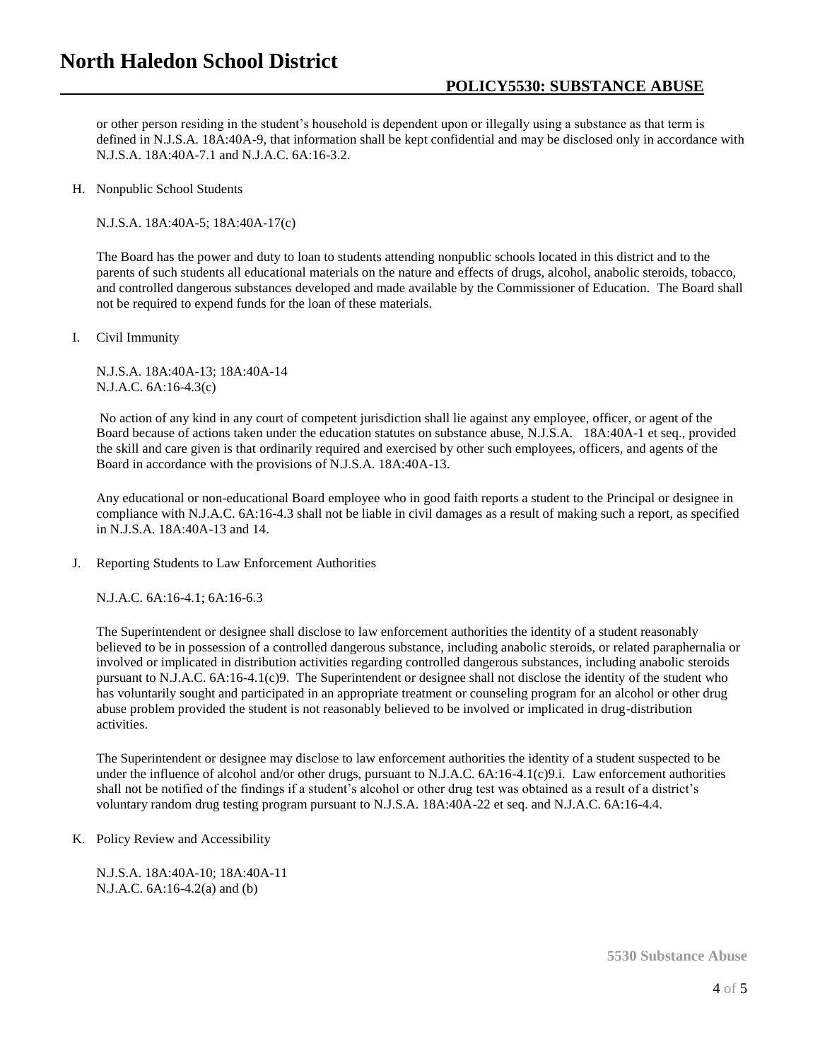or other person residing in the student's household is dependent upon or illegally using a substance as that term is defined in N.J.S.A. 18A:40A-9, that information shall be kept confidential and may be disclosed only in accordance with N.J.S.A. 18A:40A-7.1 and N.J.A.C. 6A:16-3.2.

H. Nonpublic School Students

N.J.S.A. 18A:40A-5; 18A:40A-17(c)

The Board has the power and duty to loan to students attending nonpublic schools located in this district and to the parents of such students all educational materials on the nature and effects of drugs, alcohol, anabolic steroids, tobacco, and controlled dangerous substances developed and made available by the Commissioner of Education. The Board shall not be required to expend funds for the loan of these materials.

I. Civil Immunity

N.J.S.A. 18A:40A-13; 18A:40A-14
N.J.A.C. 6A:16-4.3(c)

No action of any kind in any court of competent jurisdiction shall lie against any employee, officer, or agent of the Board because of actions taken under the education statutes on substance abuse, N.J.S.A. 18A:40A-1 et seq., provided the skill and care given is that ordinarily required and exercised by other such employees, officers, and agents of the Board in accordance with the provisions of N.J.S.A. 18A:40A-13.

Any educational or non-educational Board employee who in good faith reports a student to the Principal or designee in compliance with N.J.A.C. 6A:16-4.3 shall not be liable in civil damages as a result of making such a report, as specified in N.J.S.A. 18A:40A-13 and 14.

J. Reporting Students to Law Enforcement Authorities

N.J.A.C. 6A:16-4.1; 6A:16-6.3

The Superintendent or designee shall disclose to law enforcement authorities the identity of a student reasonably believed to be in possession of a controlled dangerous substance, including anabolic steroids, or related paraphernalia or involved or implicated in distribution activities regarding controlled dangerous substances, including anabolic steroids pursuant to N.J.A.C. 6A:16-4.1(c)9. The Superintendent or designee shall not disclose the identity of the student who has voluntarily sought and participated in an appropriate treatment or counseling program for an alcohol or other drug abuse problem provided the student is not reasonably believed to be involved or implicated in drug-distribution activities.

The Superintendent or designee may disclose to law enforcement authorities the identity of a student suspected to be under the influence of alcohol and/or other drugs, pursuant to N.J.A.C. 6A:16-4.1(c)9.i. Law enforcement authorities shall not be notified of the findings if a student's alcohol or other drug test was obtained as a result of a district's voluntary random drug testing program pursuant to N.J.S.A. 18A:40A-22 et seq. and N.J.A.C. 6A:16-4.4.

K. Policy Review and Accessibility

N.J.S.A. 18A:40A-10; 18A:40A-11
N.J.A.C. 6A:16-4.2(a) and (b)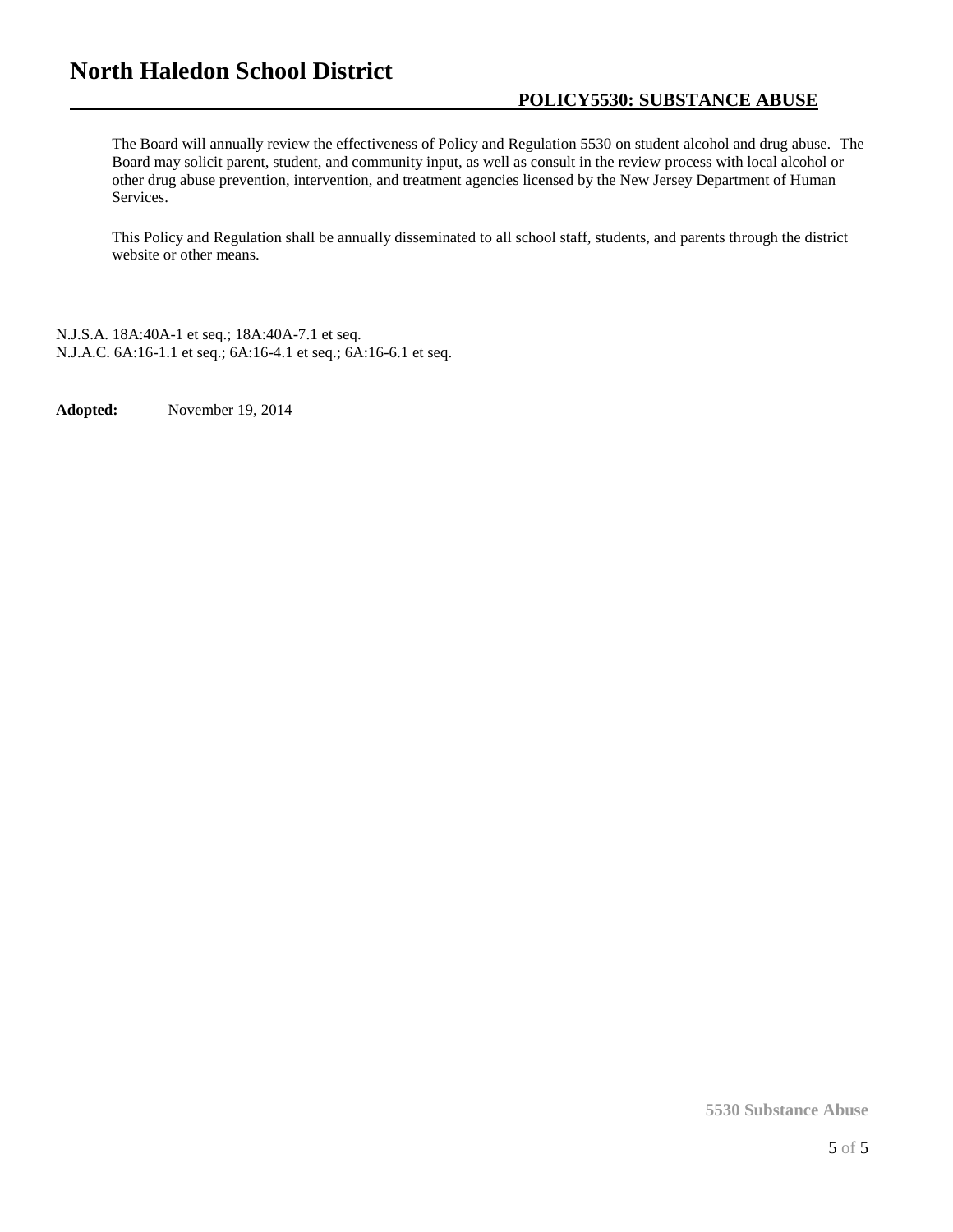The Board will annually review the effectiveness of Policy and Regulation 5530 on student alcohol and drug abuse. The Board may solicit parent, student, and community input, as well as consult in the review process with local alcohol or other drug abuse prevention, intervention, and treatment agencies licensed by the New Jersey Department of Human Services.

This Policy and Regulation shall be annually disseminated to all school staff, students, and parents through the district website or other means.

N.J.S.A. 18A:40A-1 et seq.; 18A:40A-7.1 et seq.
N.J.A.C. 6A:16-1.1 et seq.; 6A:16-4.1 et seq.; 6A:16-6.1 et seq.

**Adopted:** November 19, 2014